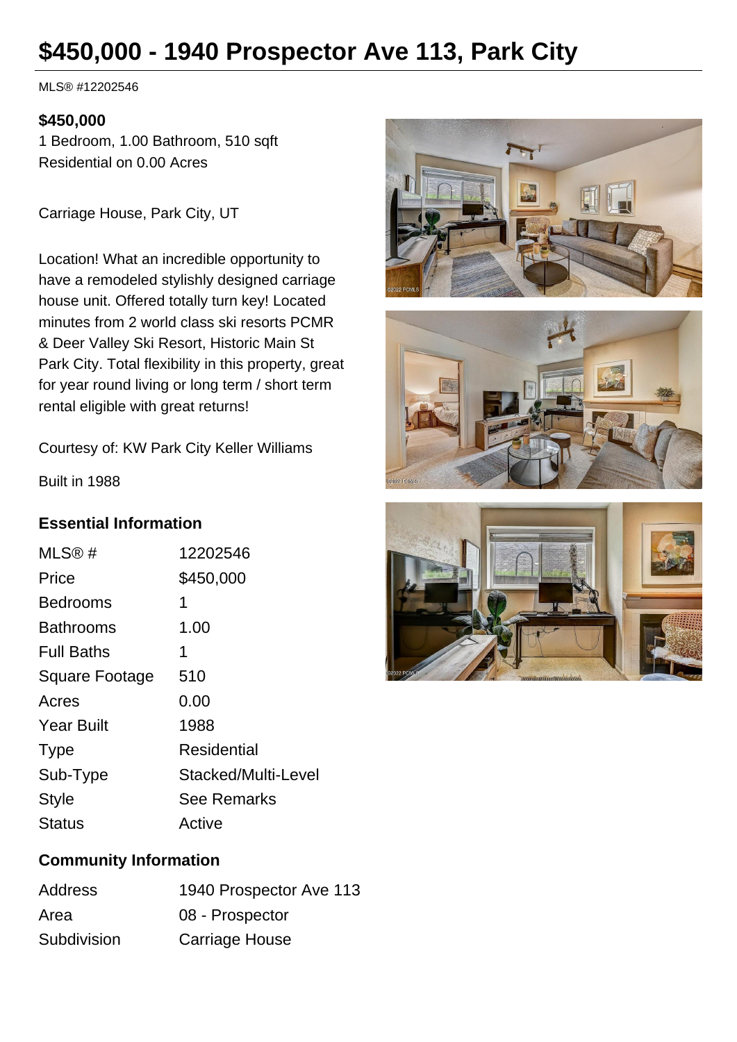# $450,000 - 1940 Prospector Ave 113, Park City

MLS® #12202546

**$450,000**

1 Bedroom, 1.00 Bathroom, 510 sqft

Residential on 0.00 Acres

Carriage House, Park City, UT

Location! What an incredible opportunity to have a remodeled stylishly designed carriage house unit. Offered totally turn key! Located minutes from 2 world class ski resorts PCMR & Deer Valley Ski Resort, Historic Main St Park City. Total flexibility in this property, great for year round living or long term / short term rental eligible with great returns!

Courtesy of: KW Park City Keller Williams

Built in 1988

## Essential Information

| | |
|---|---|
| MLS® # | 12202546 |
| Price | $450,000 |
| Bedrooms | 1 |
| Bathrooms | 1.00 |
| Full Baths | 1 |
| Square Footage | 510 |
| Acres | 0.00 |
| Year Built | 1988 |
| Type | Residential |
| Sub-Type | Stacked/Multi-Level |
| Style | See Remarks |
| Status | Active |

## Community Information

| | |
|---|---|
| Address | 1940 Prospector Ave 113 |
| Area | 08 - Prospector |
| Subdivision | Carriage House |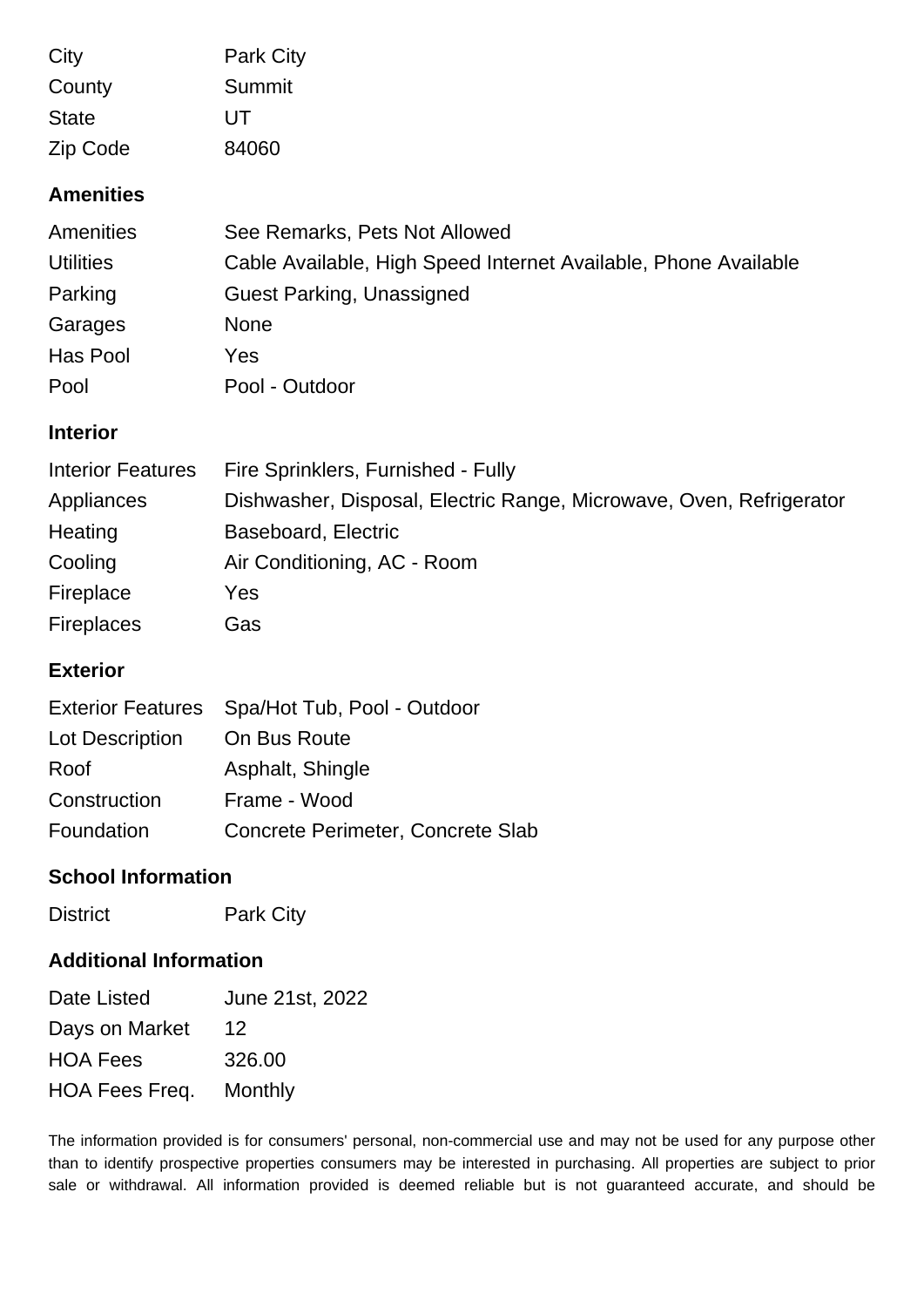| | |
|---|---|
| City | Park City |
| County | Summit |
| State | UT |
| Zip Code | 84060 |

## Amenities

| | |
|---|---|
| Amenities | See Remarks, Pets Not Allowed |
| Utilities | Cable Available, High Speed Internet Available, Phone Available |
| Parking | Guest Parking, Unassigned |
| Garages | None |
| Has Pool | Yes |
| Pool | Pool - Outdoor |

## Interior

| | |
|---|---|
| Interior Features | Fire Sprinklers, Furnished - Fully |
| Appliances | Dishwasher, Disposal, Electric Range, Microwave, Oven, Refrigerator |
| Heating | Baseboard, Electric |
| Cooling | Air Conditioning, AC - Room |
| Fireplace | Yes |
| Fireplaces | Gas |

## Exterior

| | |
|---|---|
| Exterior Features | Spa/Hot Tub, Pool - Outdoor |
| Lot Description | On Bus Route |
| Roof | Asphalt, Shingle |
| Construction | Frame - Wood |
| Foundation | Concrete Perimeter, Concrete Slab |

## School Information

| | |
|---|---|
| District | Park City |

## Additional Information

| | |
|---|---|
| Date Listed | June 21st, 2022 |
| Days on Market | 12 |
| HOA Fees | 326.00 |
| HOA Fees Freq. | Monthly |

The information provided is for consumers' personal, non-commercial use and may not be used for any purpose other than to identify prospective properties consumers may be interested in purchasing. All properties are subject to prior sale or withdrawal. All information provided is deemed reliable but is not guaranteed accurate, and should be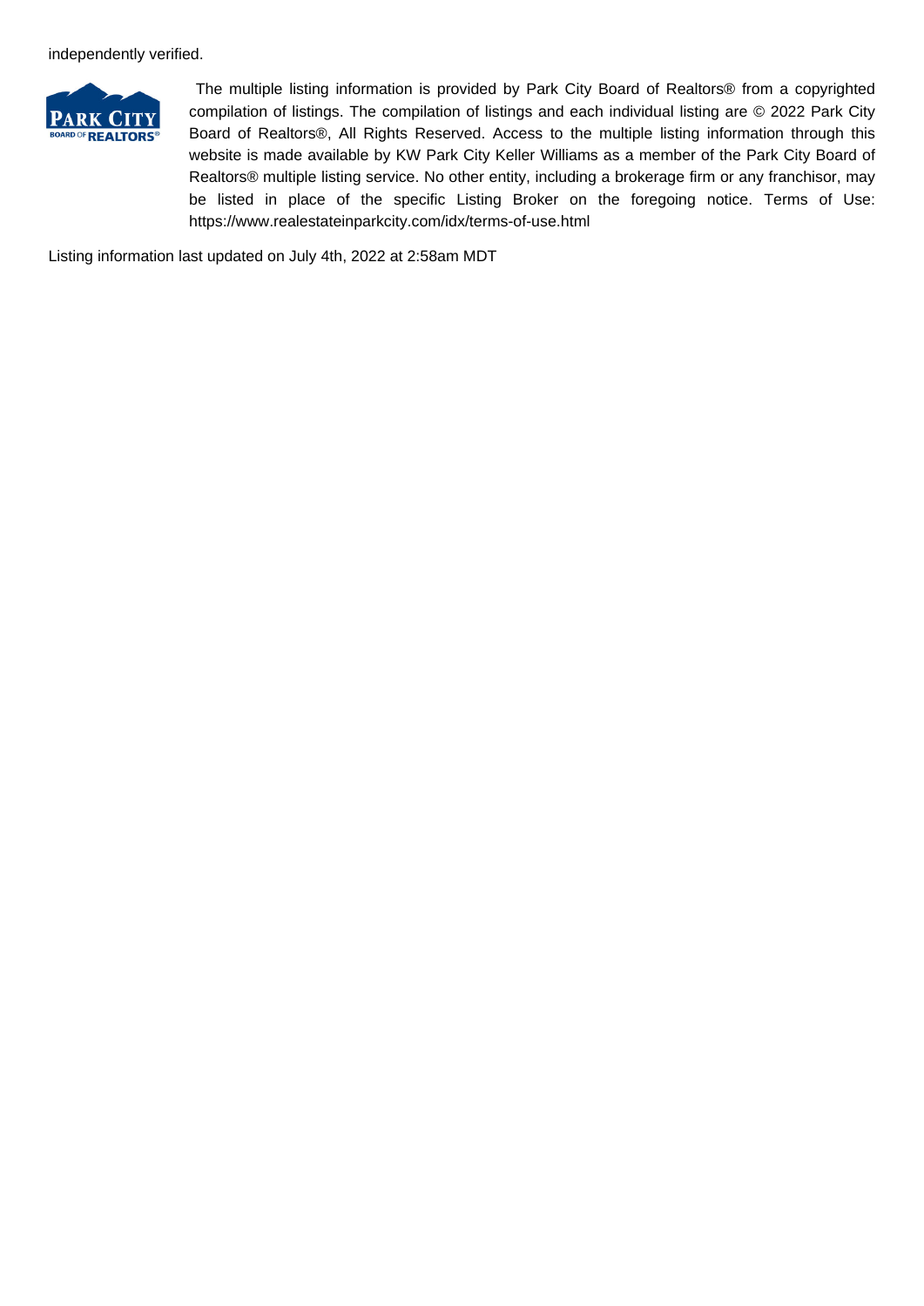independently verified.

The multiple listing information is provided by Park City Board of Realtors® from a copyrighted compilation of listings. The compilation of listings and each individual listing are © 2022 Park City Board of Realtors®, All Rights Reserved. Access to the multiple listing information through this website is made available by KW Park City Keller Williams as a member of the Park City Board of Realtors® multiple listing service. No other entity, including a brokerage firm or any franchisor, may be listed in place of the specific Listing Broker on the foregoing notice. Terms of Use: https://www.realestateinparkcity.com/idx/terms-of-use.html

Listing information last updated on July 4th, 2022 at 2:58am MDT